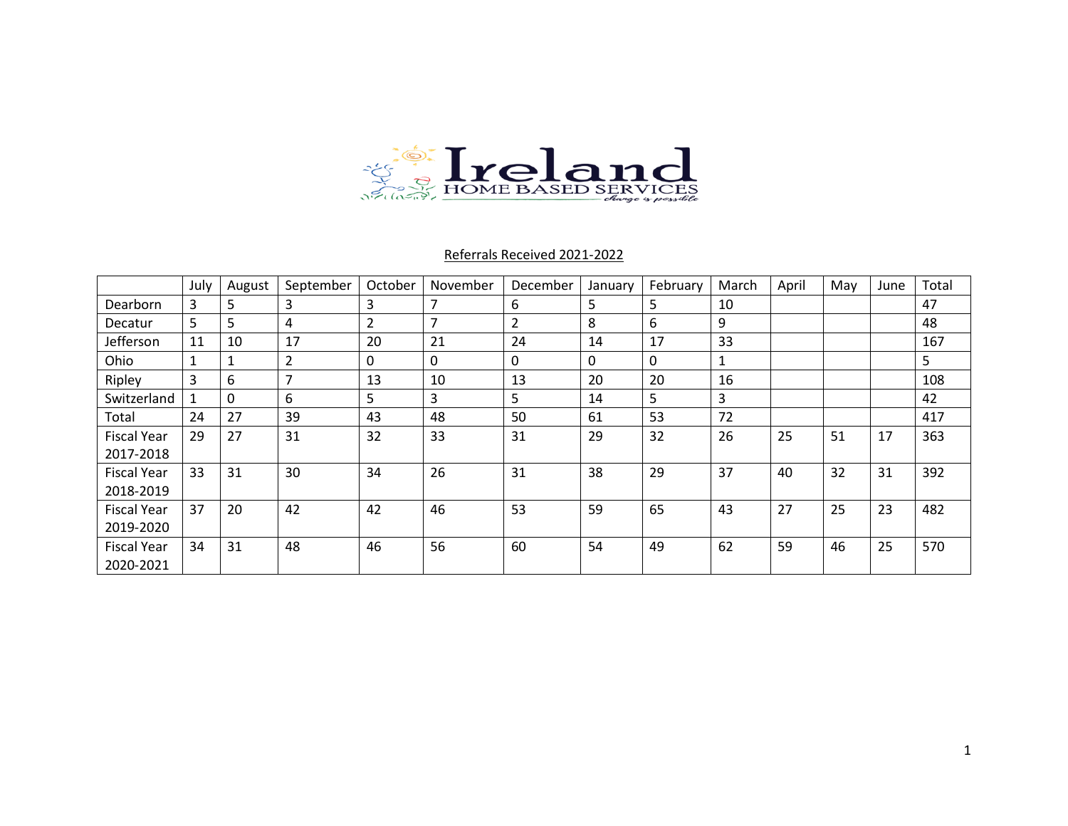# Ireland HOME BASED SERVICES

*change is possible*

## Referrals Received 2021-2022

| | July | August | September | October | November | December | January | February | March | April | May | June | Total |
|---|---|---|---|---|---|---|---|---|---|---|---|---|---|
| Dearborn | 3 | 5 | 3 | 3 | 7 | 6 | 5 | 5 | 10 | | | | 47 |
| Decatur | 5 | 5 | 4 | 2 | 7 | 2 | 8 | 6 | 9 | | | | 48 |
| Jefferson | 11 | 10 | 17 | 20 | 21 | 24 | 14 | 17 | 33 | | | | 167 |
| Ohio | 1 | 1 | 2 | 0 | 0 | 0 | 0 | 0 | 1 | | | | 5 |
| Ripley | 3 | 6 | 7 | 13 | 10 | 13 | 20 | 20 | 16 | | | | 108 |
| Switzerland | 1 | 0 | 6 | 5 | 3 | 5 | 14 | 5 | 3 | | | | 42 |
| Total | 24 | 27 | 39 | 43 | 48 | 50 | 61 | 53 | 72 | | | | 417 |
| Fiscal Year 2017-2018 | 29 | 27 | 31 | 32 | 33 | 31 | 29 | 32 | 26 | 25 | 51 | 17 | 363 |
| Fiscal Year 2018-2019 | 33 | 31 | 30 | 34 | 26 | 31 | 38 | 29 | 37 | 40 | 32 | 31 | 392 |
| Fiscal Year 2019-2020 | 37 | 20 | 42 | 42 | 46 | 53 | 59 | 65 | 43 | 27 | 25 | 23 | 482 |
| Fiscal Year 2020-2021 | 34 | 31 | 48 | 46 | 56 | 60 | 54 | 49 | 62 | 59 | 46 | 25 | 570 |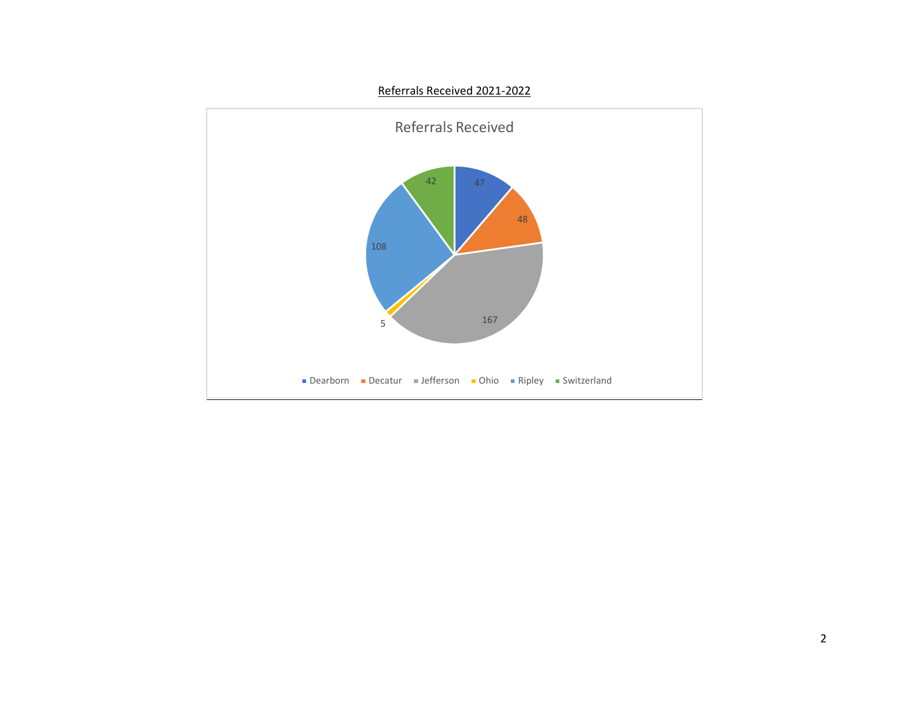Referrals Received 2021-2022

Referrals Received

| County | Referrals |
|---|---|
| Dearborn | 47 |
| Decatur | 48 |
| Jefferson | 167 |
| Ohio | 5 |
| Ripley | 108 |
| Switzerland | 42 |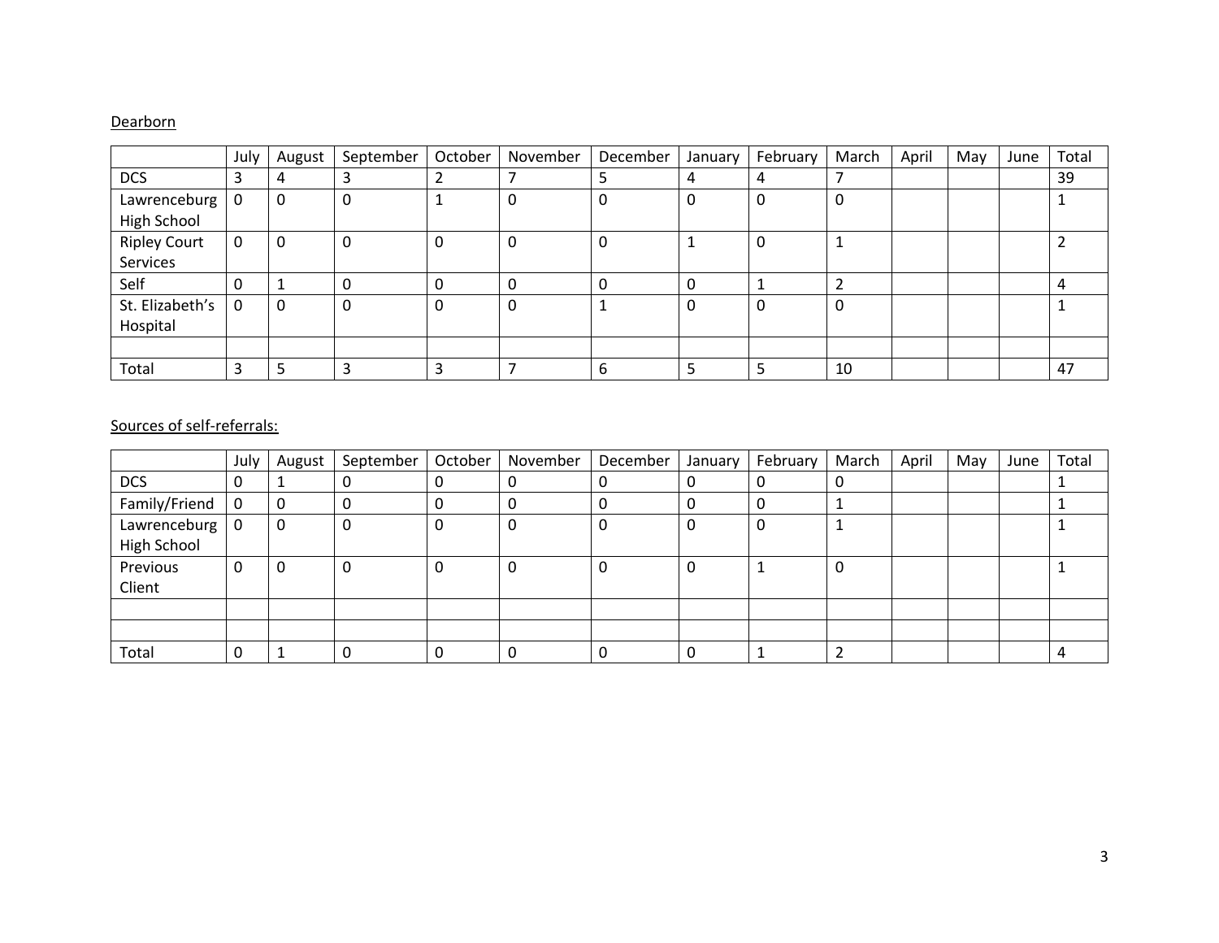Dearborn

| | July | August | September | October | November | December | January | February | March | April | May | June | Total |
|---|---|---|---|---|---|---|---|---|---|---|---|---|---|
| DCS | 3 | 4 | 3 | 2 | 7 | 5 | 4 | 4 | 7 | | | | 39 |
| Lawrenceburg High School | 0 | 0 | 0 | 1 | 0 | 0 | 0 | 0 | 0 | | | | 1 |
| Ripley Court Services | 0 | 0 | 0 | 0 | 0 | 0 | 1 | 0 | 1 | | | | 2 |
| Self | 0 | 1 | 0 | 0 | 0 | 0 | 0 | 1 | 2 | | | | 4 |
| St. Elizabeth's Hospital | 0 | 0 | 0 | 0 | 0 | 1 | 0 | 0 | 0 | | | | 1 |
| | | | | | | | | | | | | | |
| Total | 3 | 5 | 3 | 3 | 7 | 6 | 5 | 5 | 10 | | | | 47 |

Sources of self-referrals:

| | July | August | September | October | November | December | January | February | March | April | May | June | Total |
|---|---|---|---|---|---|---|---|---|---|---|---|---|---|
| DCS | 0 | 1 | 0 | 0 | 0 | 0 | 0 | 0 | 0 | | | | 1 |
| Family/Friend | 0 | 0 | 0 | 0 | 0 | 0 | 0 | 0 | 1 | | | | 1 |
| Lawrenceburg High School | 0 | 0 | 0 | 0 | 0 | 0 | 0 | 0 | 1 | | | | 1 |
| Previous Client | 0 | 0 | 0 | 0 | 0 | 0 | 0 | 1 | 0 | | | | 1 |
| | | | | | | | | | | | | | |
| | | | | | | | | | | | | | |
| Total | 0 | 1 | 0 | 0 | 0 | 0 | 0 | 1 | 2 | | | | 4 |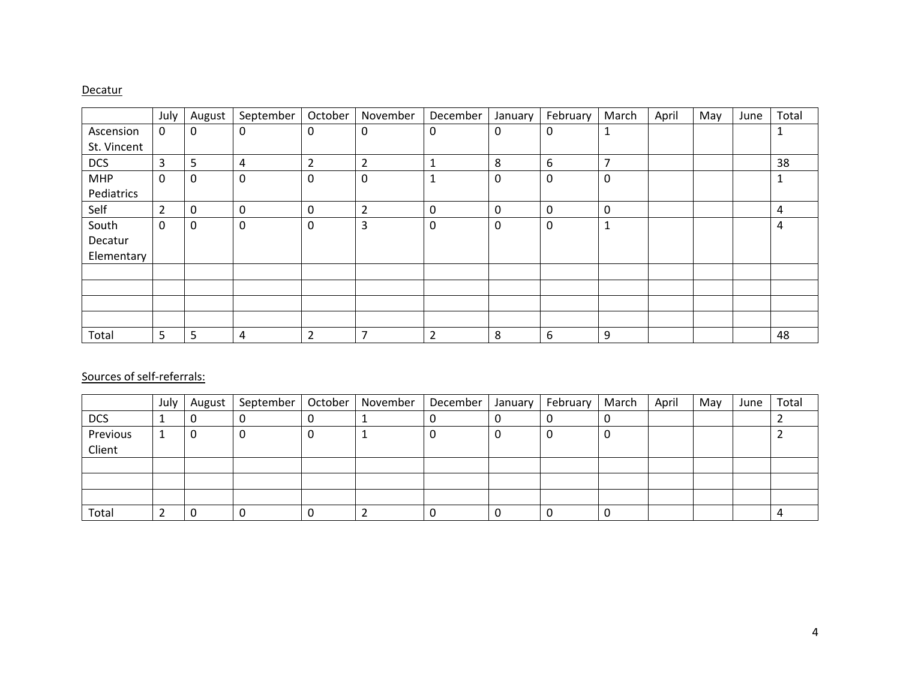Decatur

| | July | August | September | October | November | December | January | February | March | April | May | June | Total |
|---|---|---|---|---|---|---|---|---|---|---|---|---|---|
| Ascension St. Vincent | 0 | 0 | 0 | 0 | 0 | 0 | 0 | 0 | 1 | | | | 1 |
| DCS | 3 | 5 | 4 | 2 | 2 | 1 | 8 | 6 | 7 | | | | 38 |
| MHP Pediatrics | 0 | 0 | 0 | 0 | 0 | 1 | 0 | 0 | 0 | | | | 1 |
| Self | 2 | 0 | 0 | 0 | 2 | 0 | 0 | 0 | 0 | | | | 4 |
| South Decatur Elementary | 0 | 0 | 0 | 0 | 3 | 0 | 0 | 0 | 1 | | | | 4 |
| | | | | | | | | | | | | | |
| | | | | | | | | | | | | | |
| | | | | | | | | | | | | | |
| | | | | | | | | | | | | | |
| Total | 5 | 5 | 4 | 2 | 7 | 2 | 8 | 6 | 9 | | | | 48 |

Sources of self-referrals:

| | July | August | September | October | November | December | January | February | March | April | May | June | Total |
|---|---|---|---|---|---|---|---|---|---|---|---|---|---|
| DCS | 1 | 0 | 0 | 0 | 1 | 0 | 0 | 0 | 0 | | | | 2 |
| Previous Client | 1 | 0 | 0 | 0 | 1 | 0 | 0 | 0 | 0 | | | | 2 |
| | | | | | | | | | | | | | |
| | | | | | | | | | | | | | |
| | | | | | | | | | | | | | |
| Total | 2 | 0 | 0 | 0 | 2 | 0 | 0 | 0 | 0 | | | | 4 |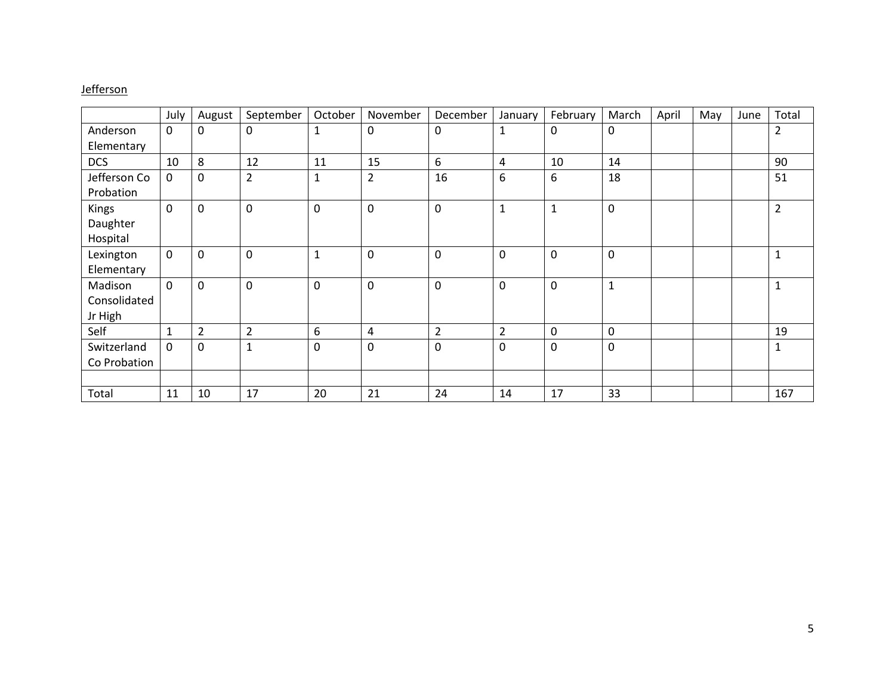Jefferson

| | July | August | September | October | November | December | January | February | March | April | May | June | Total |
|---|---|---|---|---|---|---|---|---|---|---|---|---|---|
| Anderson Elementary | 0 | 0 | 0 | 1 | 0 | 0 | 1 | 0 | 0 | | | | 2 |
| DCS | 10 | 8 | 12 | 11 | 15 | 6 | 4 | 10 | 14 | | | | 90 |
| Jefferson Co Probation | 0 | 0 | 2 | 1 | 2 | 16 | 6 | 6 | 18 | | | | 51 |
| Kings Daughter Hospital | 0 | 0 | 0 | 0 | 0 | 0 | 1 | 1 | 0 | | | | 2 |
| Lexington Elementary | 0 | 0 | 0 | 1 | 0 | 0 | 0 | 0 | 0 | | | | 1 |
| Madison Consolidated Jr High | 0 | 0 | 0 | 0 | 0 | 0 | 0 | 0 | 1 | | | | 1 |
| Self | 1 | 2 | 2 | 6 | 4 | 2 | 2 | 0 | 0 | | | | 19 |
| Switzerland Co Probation | 0 | 0 | 1 | 0 | 0 | 0 | 0 | 0 | 0 | | | | 1 |
| | | | | | | | | | | | | | |
| Total | 11 | 10 | 17 | 20 | 21 | 24 | 14 | 17 | 33 | | | | 167 |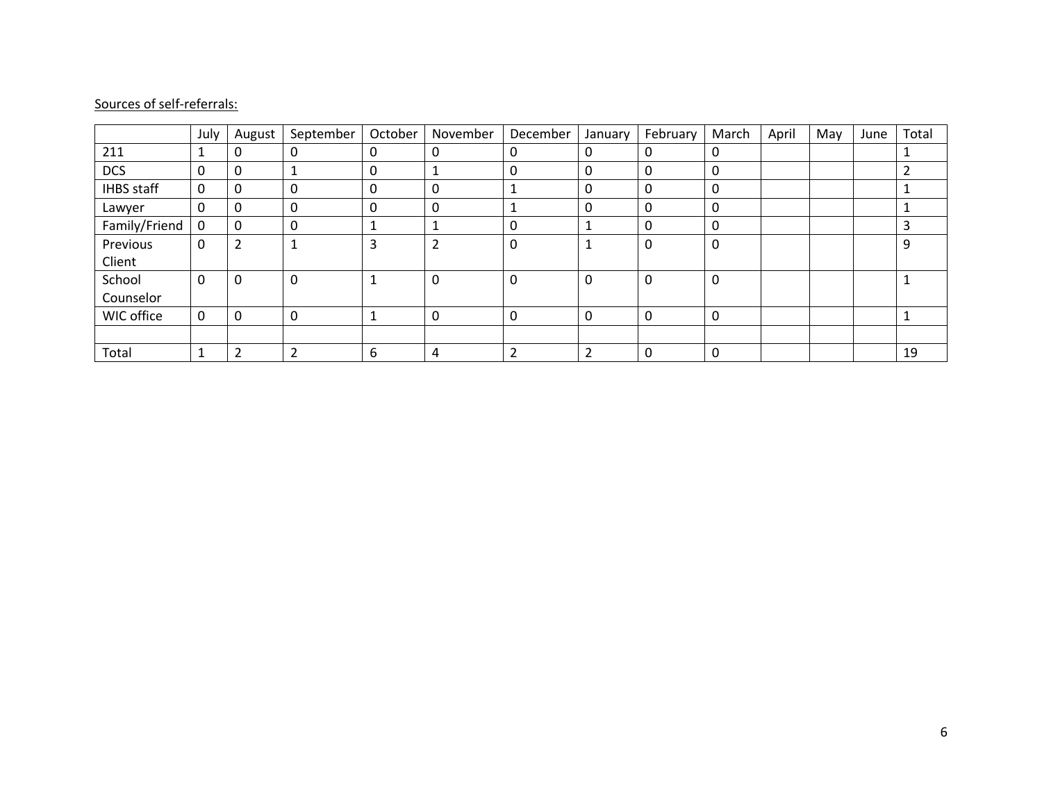Sources of self-referrals:

| | July | August | September | October | November | December | January | February | March | April | May | June | Total |
|---|---|---|---|---|---|---|---|---|---|---|---|---|---|
| 211 | 1 | 0 | 0 | 0 | 0 | 0 | 0 | 0 | 0 | | | | 1 |
| DCS | 0 | 0 | 1 | 0 | 1 | 0 | 0 | 0 | 0 | | | | 2 |
| IHBS staff | 0 | 0 | 0 | 0 | 0 | 1 | 0 | 0 | 0 | | | | 1 |
| Lawyer | 0 | 0 | 0 | 0 | 0 | 1 | 0 | 0 | 0 | | | | 1 |
| Family/Friend | 0 | 0 | 0 | 1 | 1 | 0 | 1 | 0 | 0 | | | | 3 |
| Previous Client | 0 | 2 | 1 | 3 | 2 | 0 | 1 | 0 | 0 | | | | 9 |
| School Counselor | 0 | 0 | 0 | 1 | 0 | 0 | 0 | 0 | 0 | | | | 1 |
| WIC office | 0 | 0 | 0 | 1 | 0 | 0 | 0 | 0 | 0 | | | | 1 |
| | | | | | | | | | | | | | |
| Total | 1 | 2 | 2 | 6 | 4 | 2 | 2 | 0 | 0 | | | | 19 |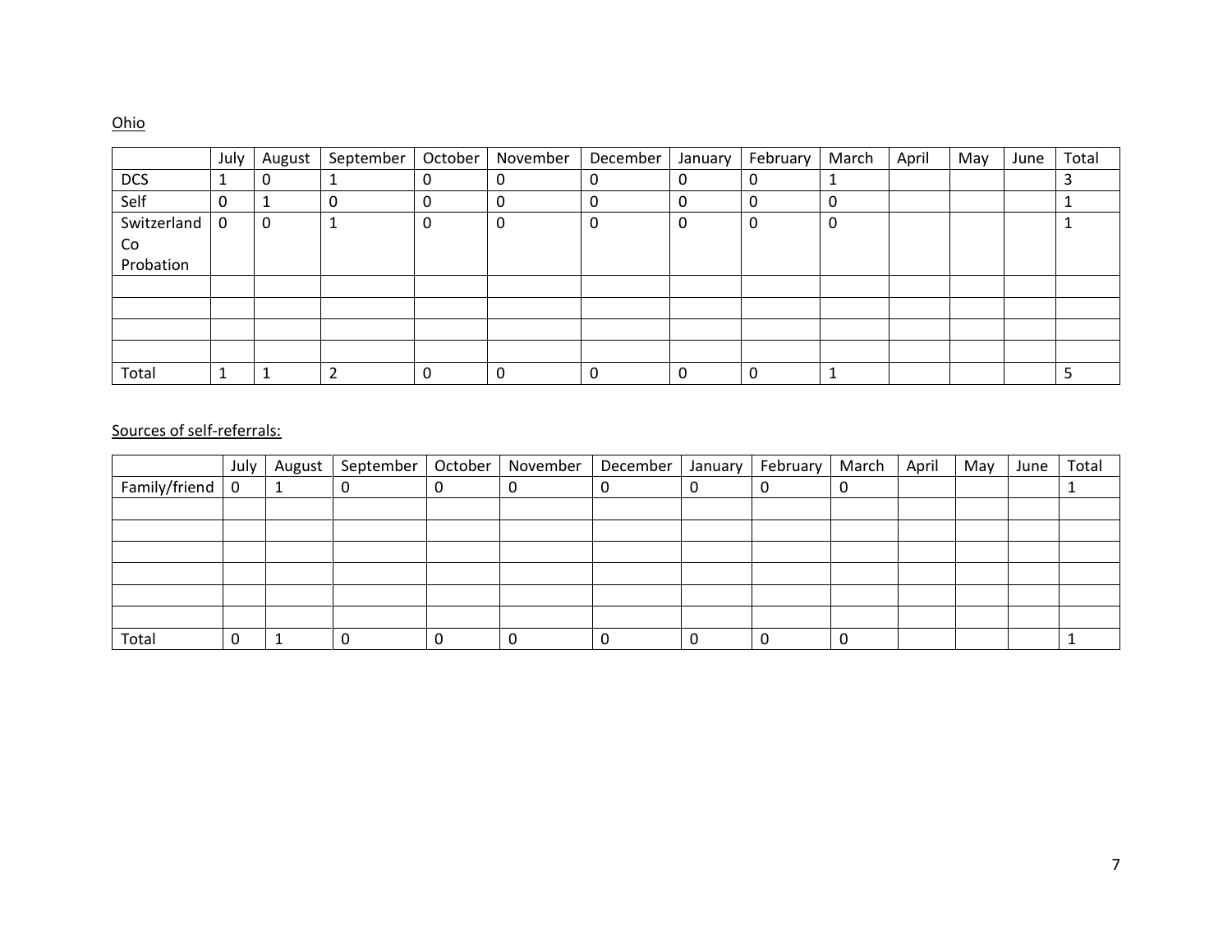Ohio

| | July | August | September | October | November | December | January | February | March | April | May | June | Total |
|---|---|---|---|---|---|---|---|---|---|---|---|---|---|
| DCS | 1 | 0 | 1 | 0 | 0 | 0 | 0 | 0 | 1 | | | | 3 |
| Self | 0 | 1 | 0 | 0 | 0 | 0 | 0 | 0 | 0 | | | | 1 |
| Switzerland Co Probation | 0 | 0 | 1 | 0 | 0 | 0 | 0 | 0 | 0 | | | | 1 |
| | | | | | | | | | | | | | |
| | | | | | | | | | | | | | |
| | | | | | | | | | | | | | |
| | | | | | | | | | | | | | |
| Total | 1 | 1 | 2 | 0 | 0 | 0 | 0 | 0 | 1 | | | | 5 |

Sources of self-referrals:

| | July | August | September | October | November | December | January | February | March | April | May | June | Total |
|---|---|---|---|---|---|---|---|---|---|---|---|---|---|
| Family/friend | 0 | 1 | 0 | 0 | 0 | 0 | 0 | 0 | 0 | | | | 1 |
| | | | | | | | | | | | | | |
| | | | | | | | | | | | | | |
| | | | | | | | | | | | | | |
| | | | | | | | | | | | | | |
| | | | | | | | | | | | | | |
| | | | | | | | | | | | | | |
| Total | 0 | 1 | 0 | 0 | 0 | 0 | 0 | 0 | 0 | | | | 1 |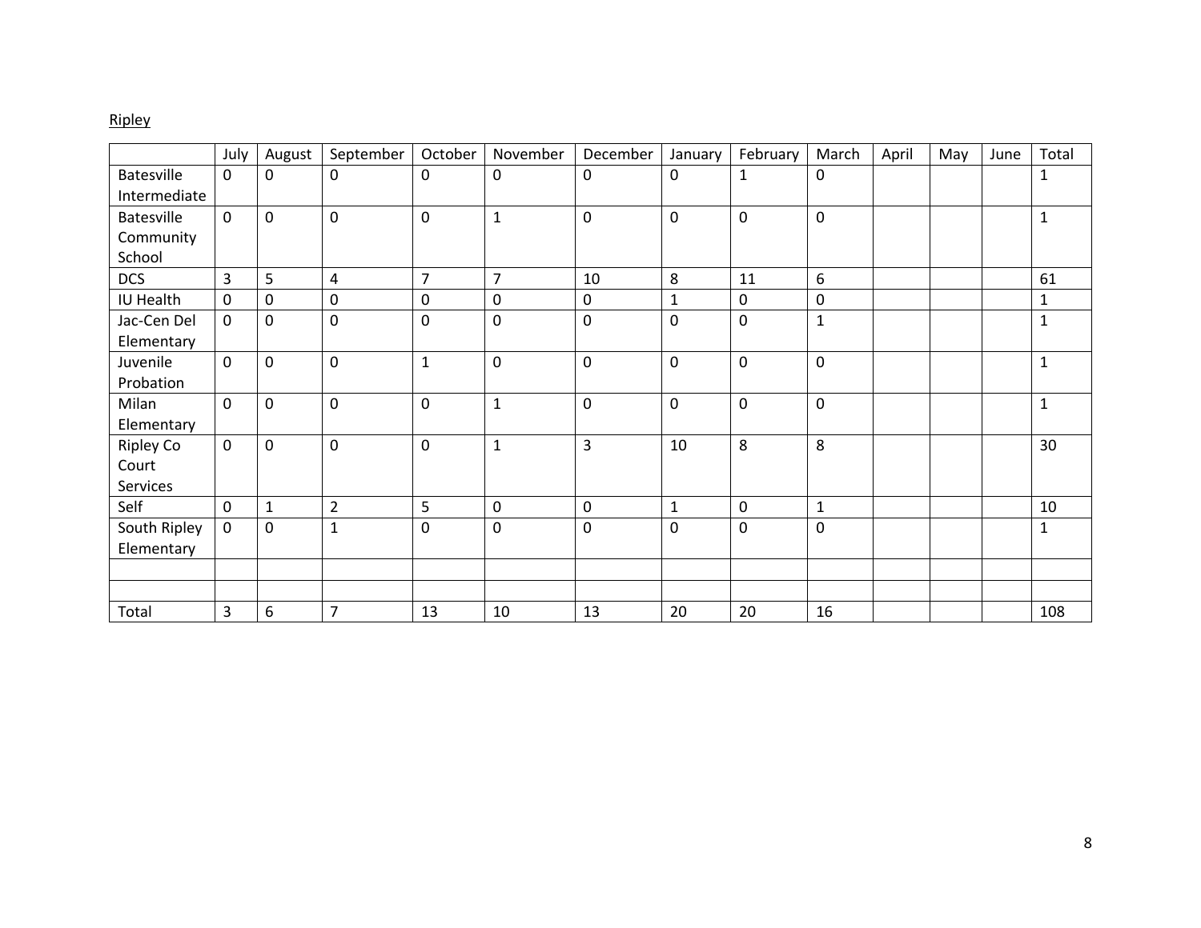<u>Ripley</u>

| | July | August | September | October | November | December | January | February | March | April | May | June | Total |
|---|---|---|---|---|---|---|---|---|---|---|---|---|---|
| Batesville Intermediate | 0 | 0 | 0 | 0 | 0 | 0 | 0 | 1 | 0 | | | | 1 |
| Batesville Community School | 0 | 0 | 0 | 0 | 1 | 0 | 0 | 0 | 0 | | | | 1 |
| DCS | 3 | 5 | 4 | 7 | 7 | 10 | 8 | 11 | 6 | | | | 61 |
| IU Health | 0 | 0 | 0 | 0 | 0 | 0 | 1 | 0 | 0 | | | | 1 |
| Jac-Cen Del Elementary | 0 | 0 | 0 | 0 | 0 | 0 | 0 | 0 | 1 | | | | 1 |
| Juvenile Probation | 0 | 0 | 0 | 1 | 0 | 0 | 0 | 0 | 0 | | | | 1 |
| Milan Elementary | 0 | 0 | 0 | 0 | 1 | 0 | 0 | 0 | 0 | | | | 1 |
| Ripley Co Court Services | 0 | 0 | 0 | 0 | 1 | 3 | 10 | 8 | 8 | | | | 30 |
| Self | 0 | 1 | 2 | 5 | 0 | 0 | 1 | 0 | 1 | | | | 10 |
| South Ripley Elementary | 0 | 0 | 1 | 0 | 0 | 0 | 0 | 0 | 0 | | | | 1 |
| | | | | | | | | | | | | | |
| | | | | | | | | | | | | | |
| Total | 3 | 6 | 7 | 13 | 10 | 13 | 20 | 20 | 16 | | | | 108 |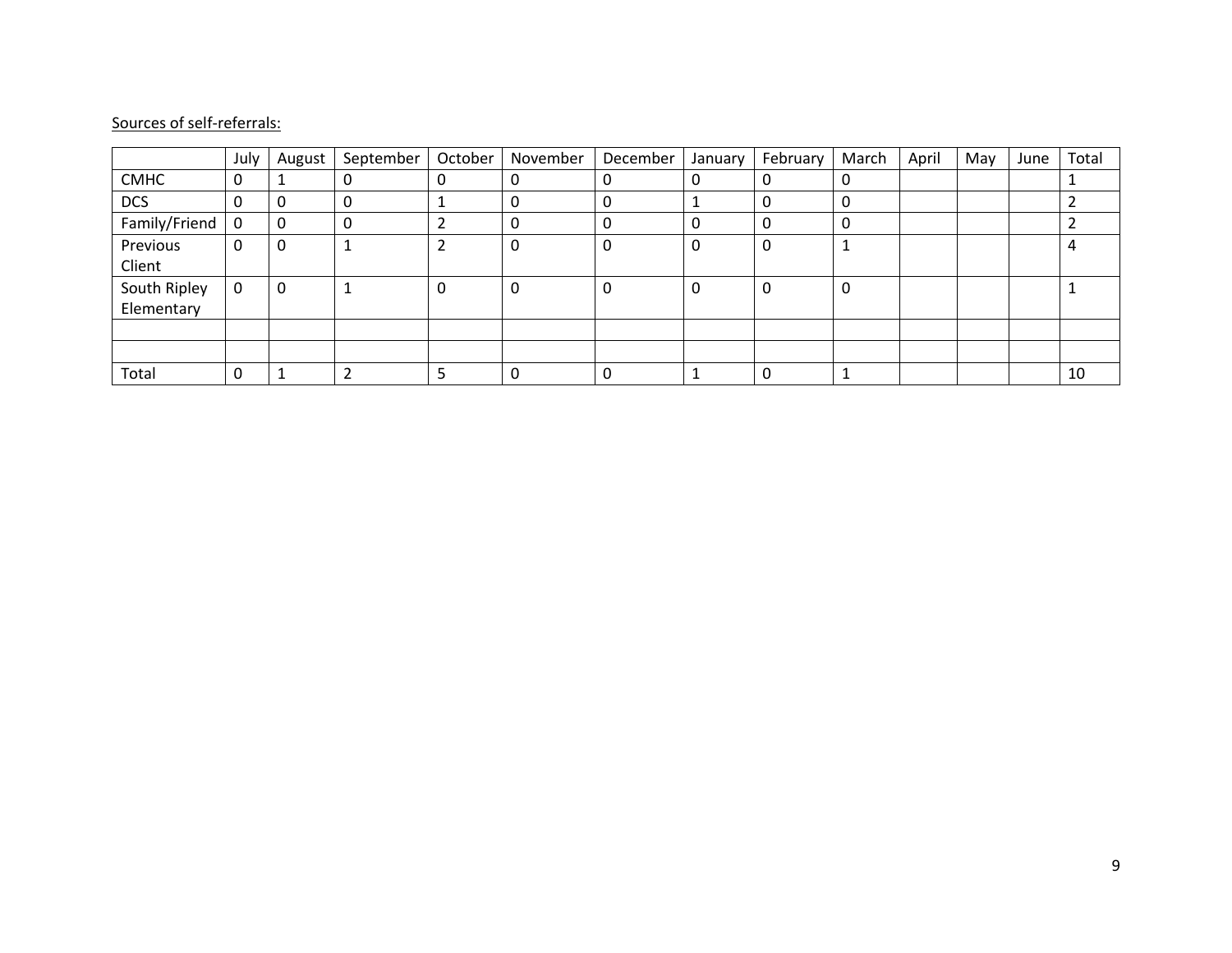Sources of self-referrals:

| | July | August | September | October | November | December | January | February | March | April | May | June | Total |
|---|---|---|---|---|---|---|---|---|---|---|---|---|---|
| CMHC | 0 | 1 | 0 | 0 | 0 | 0 | 0 | 0 | 0 | | | | 1 |
| DCS | 0 | 0 | 0 | 1 | 0 | 0 | 1 | 0 | 0 | | | | 2 |
| Family/Friend | 0 | 0 | 0 | 2 | 0 | 0 | 0 | 0 | 0 | | | | 2 |
| Previous Client | 0 | 0 | 1 | 2 | 0 | 0 | 0 | 0 | 1 | | | | 4 |
| South Ripley Elementary | 0 | 0 | 1 | 0 | 0 | 0 | 0 | 0 | 0 | | | | 1 |
| | | | | | | | | | | | | | |
| | | | | | | | | | | | | | |
| Total | 0 | 1 | 2 | 5 | 0 | 0 | 1 | 0 | 1 | | | | 10 |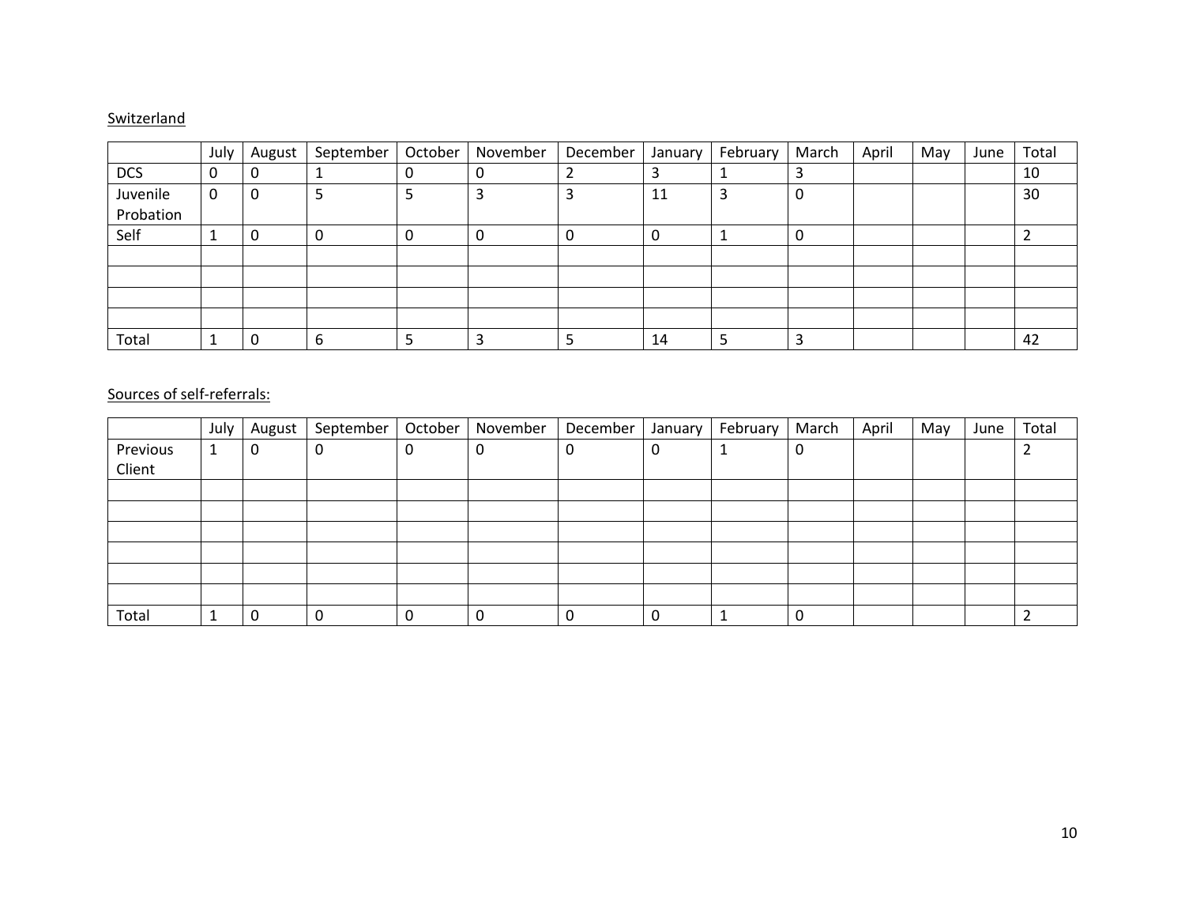Switzerland

| | July | August | September | October | November | December | January | February | March | April | May | June | Total |
|---|---|---|---|---|---|---|---|---|---|---|---|---|---|
| DCS | 0 | 0 | 1 | 0 | 0 | 2 | 3 | 1 | 3 | | | | 10 |
| Juvenile Probation | 0 | 0 | 5 | 5 | 3 | 3 | 11 | 3 | 0 | | | | 30 |
| Self | 1 | 0 | 0 | 0 | 0 | 0 | 0 | 1 | 0 | | | | 2 |
| | | | | | | | | | | | | | |
| | | | | | | | | | | | | | |
| | | | | | | | | | | | | | |
| | | | | | | | | | | | | | |
| Total | 1 | 0 | 6 | 5 | 3 | 5 | 14 | 5 | 3 | | | | 42 |

Sources of self-referrals:

| | July | August | September | October | November | December | January | February | March | April | May | June | Total |
|---|---|---|---|---|---|---|---|---|---|---|---|---|---|
| Previous Client | 1 | 0 | 0 | 0 | 0 | 0 | 0 | 1 | 0 | | | | 2 |
| | | | | | | | | | | | | | |
| | | | | | | | | | | | | | |
| | | | | | | | | | | | | | |
| | | | | | | | | | | | | | |
| | | | | | | | | | | | | | |
| | | | | | | | | | | | | | |
| Total | 1 | 0 | 0 | 0 | 0 | 0 | 0 | 1 | 0 | | | | 2 |